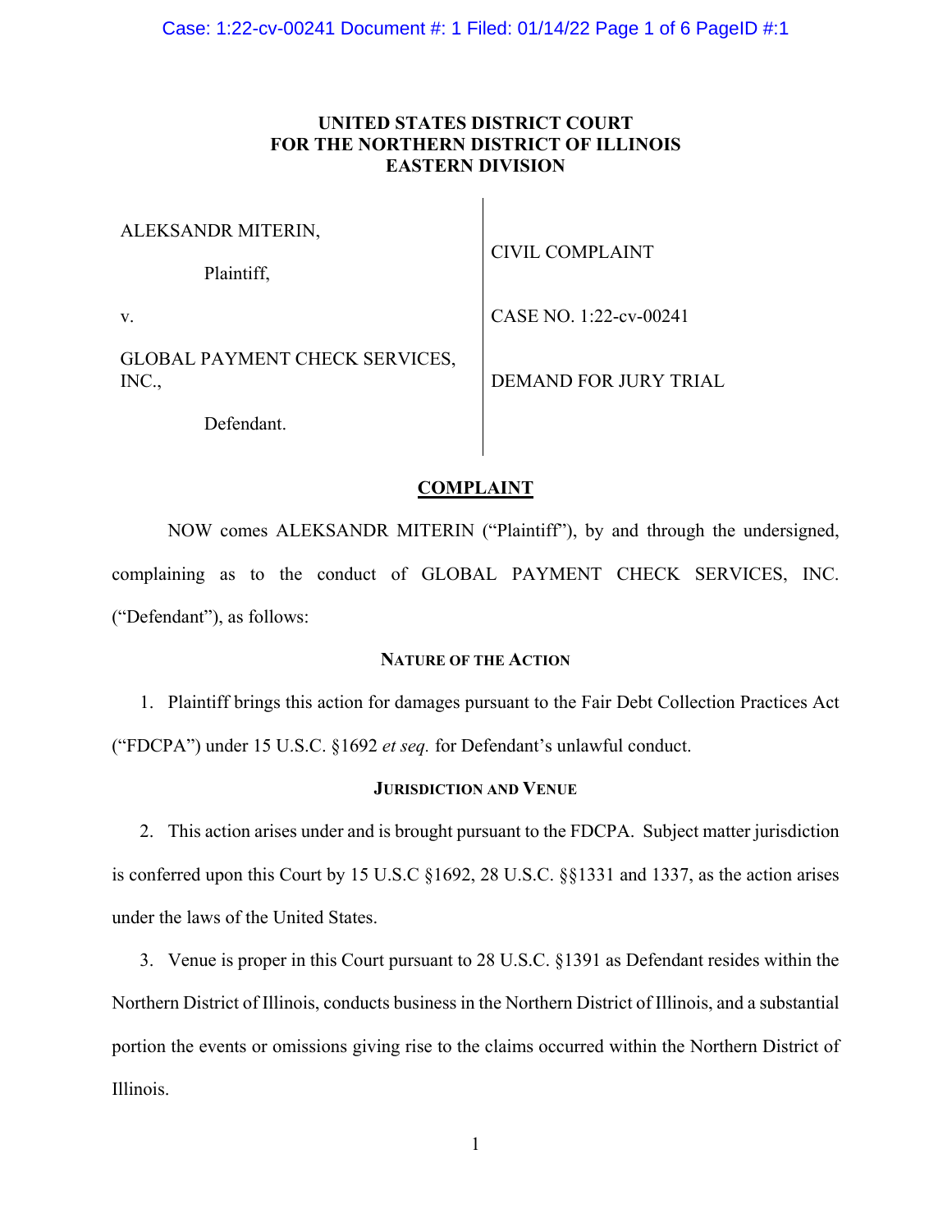**UNITED STATES DISTRICT COURT**
**FOR THE NORTHERN DISTRICT OF ILLINOIS**
**EASTERN DIVISION**

| | |
|---|---|
| ALEKSANDR MITERIN,<br><br>Plaintiff,<br><br>v.<br><br>GLOBAL PAYMENT CHECK SERVICES, INC.,<br><br>Defendant. | CIVIL COMPLAINT<br><br>CASE NO. 1:22-cv-00241<br><br>DEMAND FOR JURY TRIAL |

## COMPLAINT

NOW comes ALEKSANDR MITERIN ("Plaintiff"), by and through the undersigned, complaining as to the conduct of GLOBAL PAYMENT CHECK SERVICES, INC. ("Defendant"), as follows:

### NATURE OF THE ACTION

1. Plaintiff brings this action for damages pursuant to the Fair Debt Collection Practices Act ("FDCPA") under 15 U.S.C. §1692 *et seq.* for Defendant's unlawful conduct.

### JURISDICTION AND VENUE

2. This action arises under and is brought pursuant to the FDCPA. Subject matter jurisdiction is conferred upon this Court by 15 U.S.C §1692, 28 U.S.C. §§1331 and 1337, as the action arises under the laws of the United States.

3. Venue is proper in this Court pursuant to 28 U.S.C. §1391 as Defendant resides within the Northern District of Illinois, conducts business in the Northern District of Illinois, and a substantial portion the events or omissions giving rise to the claims occurred within the Northern District of Illinois.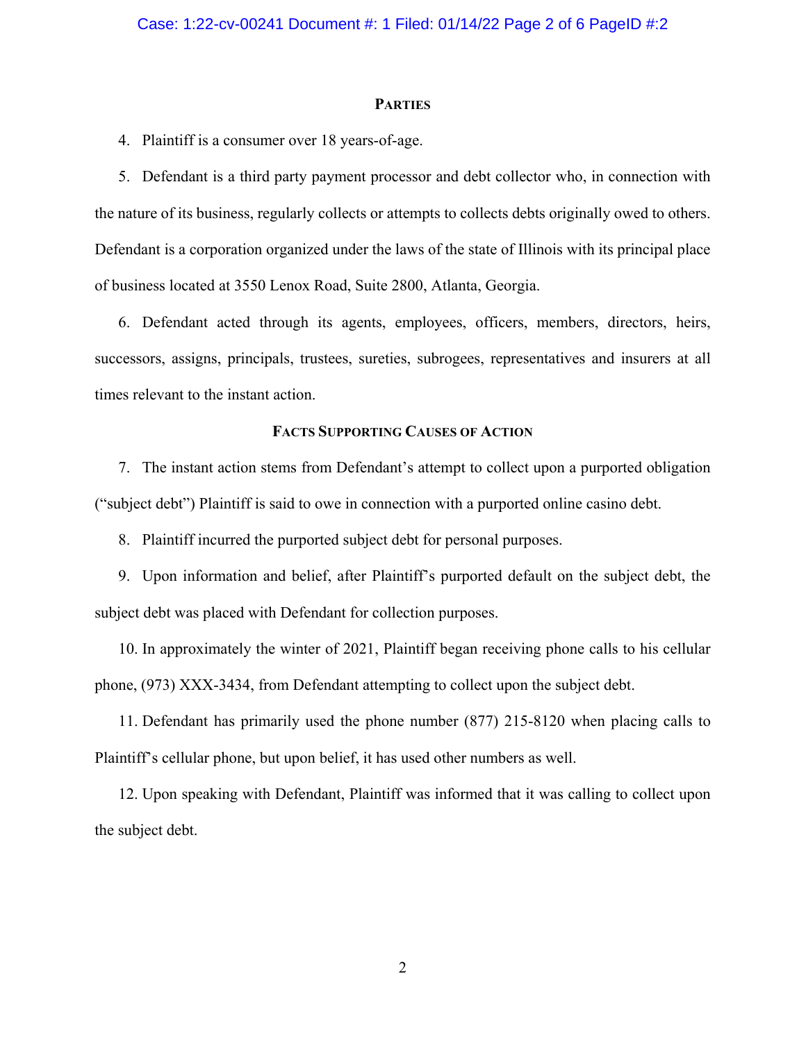## PARTIES

4. Plaintiff is a consumer over 18 years-of-age.

5. Defendant is a third party payment processor and debt collector who, in connection with the nature of its business, regularly collects or attempts to collects debts originally owed to others. Defendant is a corporation organized under the laws of the state of Illinois with its principal place of business located at 3550 Lenox Road, Suite 2800, Atlanta, Georgia.

6. Defendant acted through its agents, employees, officers, members, directors, heirs, successors, assigns, principals, trustees, sureties, subrogees, representatives and insurers at all times relevant to the instant action.

## FACTS SUPPORTING CAUSES OF ACTION

7. The instant action stems from Defendant's attempt to collect upon a purported obligation ("subject debt") Plaintiff is said to owe in connection with a purported online casino debt.

8. Plaintiff incurred the purported subject debt for personal purposes.

9. Upon information and belief, after Plaintiff's purported default on the subject debt, the subject debt was placed with Defendant for collection purposes.

10. In approximately the winter of 2021, Plaintiff began receiving phone calls to his cellular phone, (973) XXX-3434, from Defendant attempting to collect upon the subject debt.

11. Defendant has primarily used the phone number (877) 215-8120 when placing calls to Plaintiff's cellular phone, but upon belief, it has used other numbers as well.

12. Upon speaking with Defendant, Plaintiff was informed that it was calling to collect upon the subject debt.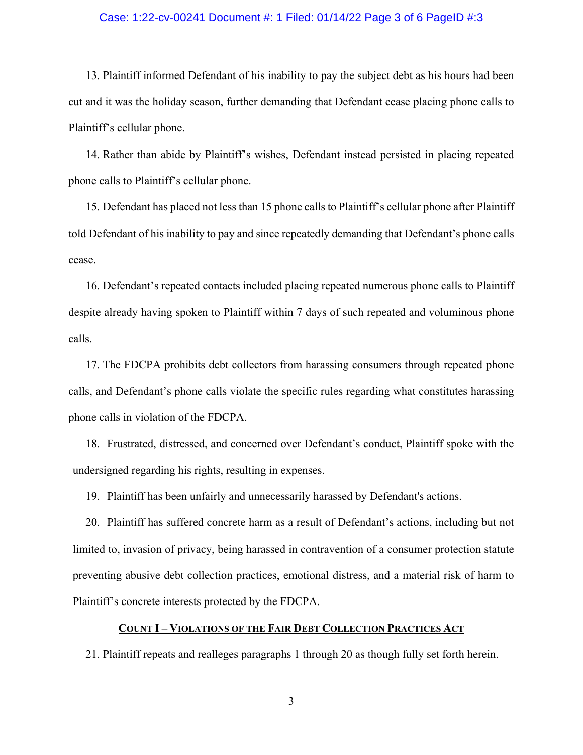13. Plaintiff informed Defendant of his inability to pay the subject debt as his hours had been cut and it was the holiday season, further demanding that Defendant cease placing phone calls to Plaintiff's cellular phone.

14. Rather than abide by Plaintiff's wishes, Defendant instead persisted in placing repeated phone calls to Plaintiff's cellular phone.

15. Defendant has placed not less than 15 phone calls to Plaintiff's cellular phone after Plaintiff told Defendant of his inability to pay and since repeatedly demanding that Defendant's phone calls cease.

16. Defendant's repeated contacts included placing repeated numerous phone calls to Plaintiff despite already having spoken to Plaintiff within 7 days of such repeated and voluminous phone calls.

17. The FDCPA prohibits debt collectors from harassing consumers through repeated phone calls, and Defendant's phone calls violate the specific rules regarding what constitutes harassing phone calls in violation of the FDCPA.

18. Frustrated, distressed, and concerned over Defendant's conduct, Plaintiff spoke with the undersigned regarding his rights, resulting in expenses.

19. Plaintiff has been unfairly and unnecessarily harassed by Defendant's actions.

20. Plaintiff has suffered concrete harm as a result of Defendant's actions, including but not limited to, invasion of privacy, being harassed in contravention of a consumer protection statute preventing abusive debt collection practices, emotional distress, and a material risk of harm to Plaintiff's concrete interests protected by the FDCPA.

## COUNT I – VIOLATIONS OF THE FAIR DEBT COLLECTION PRACTICES ACT

21. Plaintiff repeats and realleges paragraphs 1 through 20 as though fully set forth herein.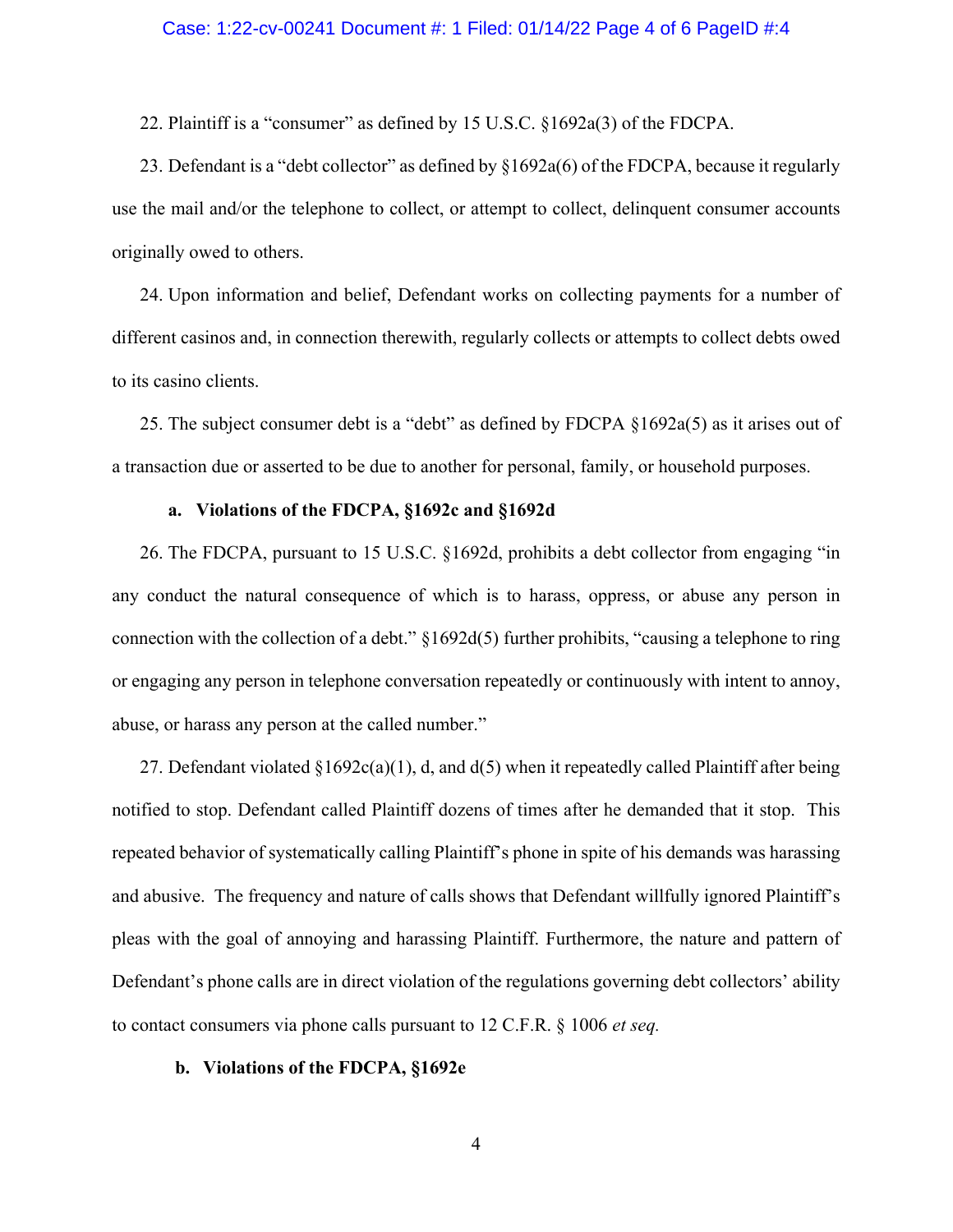22. Plaintiff is a "consumer" as defined by 15 U.S.C. §1692a(3) of the FDCPA.

23. Defendant is a "debt collector" as defined by §1692a(6) of the FDCPA, because it regularly use the mail and/or the telephone to collect, or attempt to collect, delinquent consumer accounts originally owed to others.

24. Upon information and belief, Defendant works on collecting payments for a number of different casinos and, in connection therewith, regularly collects or attempts to collect debts owed to its casino clients.

25. The subject consumer debt is a "debt" as defined by FDCPA §1692a(5) as it arises out of a transaction due or asserted to be due to another for personal, family, or household purposes.

**a. Violations of the FDCPA, §1692c and §1692d**

26. The FDCPA, pursuant to 15 U.S.C. §1692d, prohibits a debt collector from engaging "in any conduct the natural consequence of which is to harass, oppress, or abuse any person in connection with the collection of a debt." §1692d(5) further prohibits, "causing a telephone to ring or engaging any person in telephone conversation repeatedly or continuously with intent to annoy, abuse, or harass any person at the called number."

27. Defendant violated §1692c(a)(1), d, and d(5) when it repeatedly called Plaintiff after being notified to stop. Defendant called Plaintiff dozens of times after he demanded that it stop. This repeated behavior of systematically calling Plaintiff's phone in spite of his demands was harassing and abusive. The frequency and nature of calls shows that Defendant willfully ignored Plaintiff's pleas with the goal of annoying and harassing Plaintiff. Furthermore, the nature and pattern of Defendant's phone calls are in direct violation of the regulations governing debt collectors' ability to contact consumers via phone calls pursuant to 12 C.F.R. § 1006 *et seq.*

**b. Violations of the FDCPA, §1692e**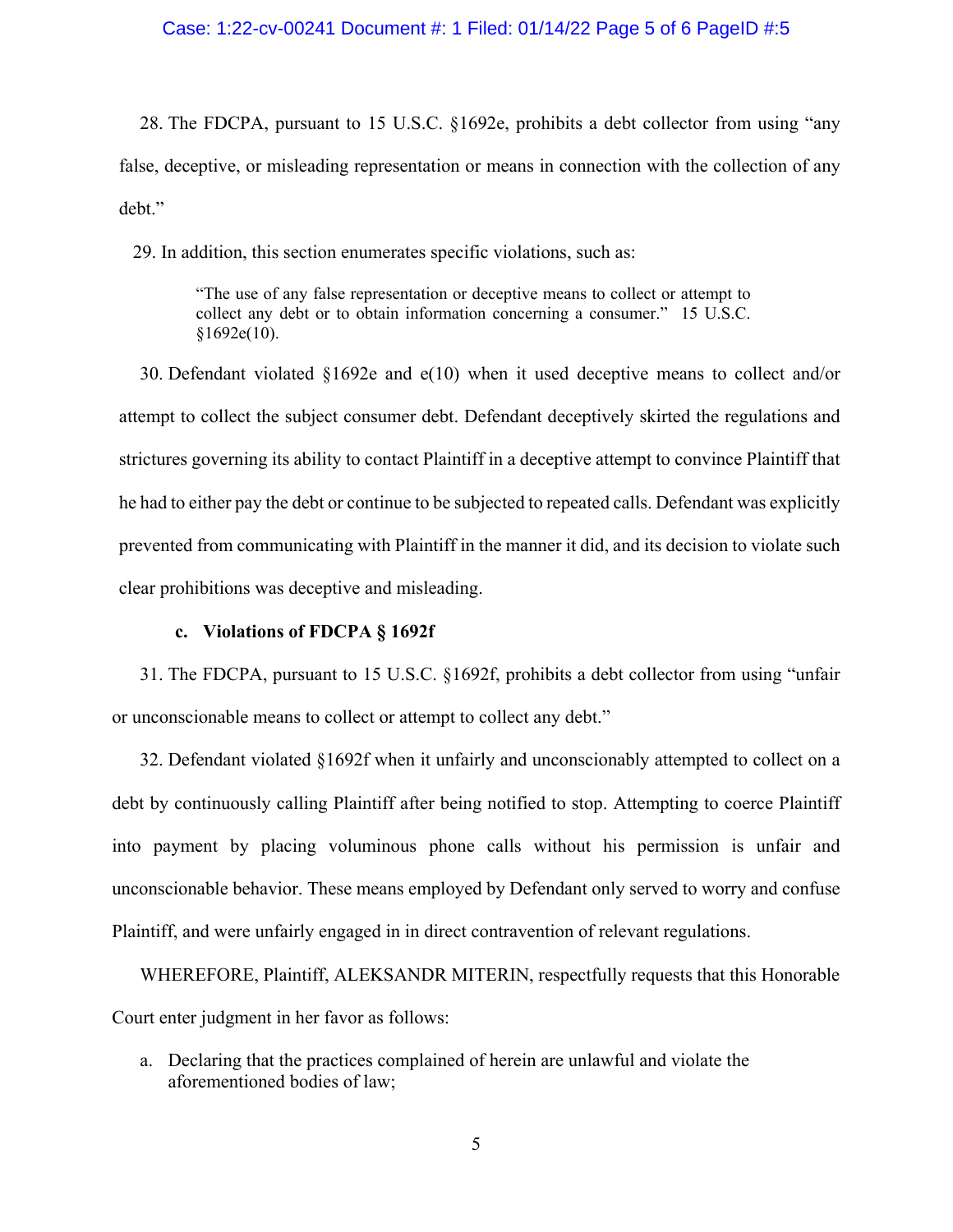28. The FDCPA, pursuant to 15 U.S.C. §1692e, prohibits a debt collector from using "any false, deceptive, or misleading representation or means in connection with the collection of any debt."

29. In addition, this section enumerates specific violations, such as:

> "The use of any false representation or deceptive means to collect or attempt to collect any debt or to obtain information concerning a consumer." 15 U.S.C. §1692e(10).

30. Defendant violated §1692e and e(10) when it used deceptive means to collect and/or attempt to collect the subject consumer debt. Defendant deceptively skirted the regulations and strictures governing its ability to contact Plaintiff in a deceptive attempt to convince Plaintiff that he had to either pay the debt or continue to be subjected to repeated calls. Defendant was explicitly prevented from communicating with Plaintiff in the manner it did, and its decision to violate such clear prohibitions was deceptive and misleading.

**c. Violations of FDCPA § 1692f**

31. The FDCPA, pursuant to 15 U.S.C. §1692f, prohibits a debt collector from using "unfair or unconscionable means to collect or attempt to collect any debt."

32. Defendant violated §1692f when it unfairly and unconscionably attempted to collect on a debt by continuously calling Plaintiff after being notified to stop. Attempting to coerce Plaintiff into payment by placing voluminous phone calls without his permission is unfair and unconscionable behavior. These means employed by Defendant only served to worry and confuse Plaintiff, and were unfairly engaged in in direct contravention of relevant regulations.

WHEREFORE, Plaintiff, ALEKSANDR MITERIN, respectfully requests that this Honorable Court enter judgment in her favor as follows:

a. Declaring that the practices complained of herein are unlawful and violate the aforementioned bodies of law;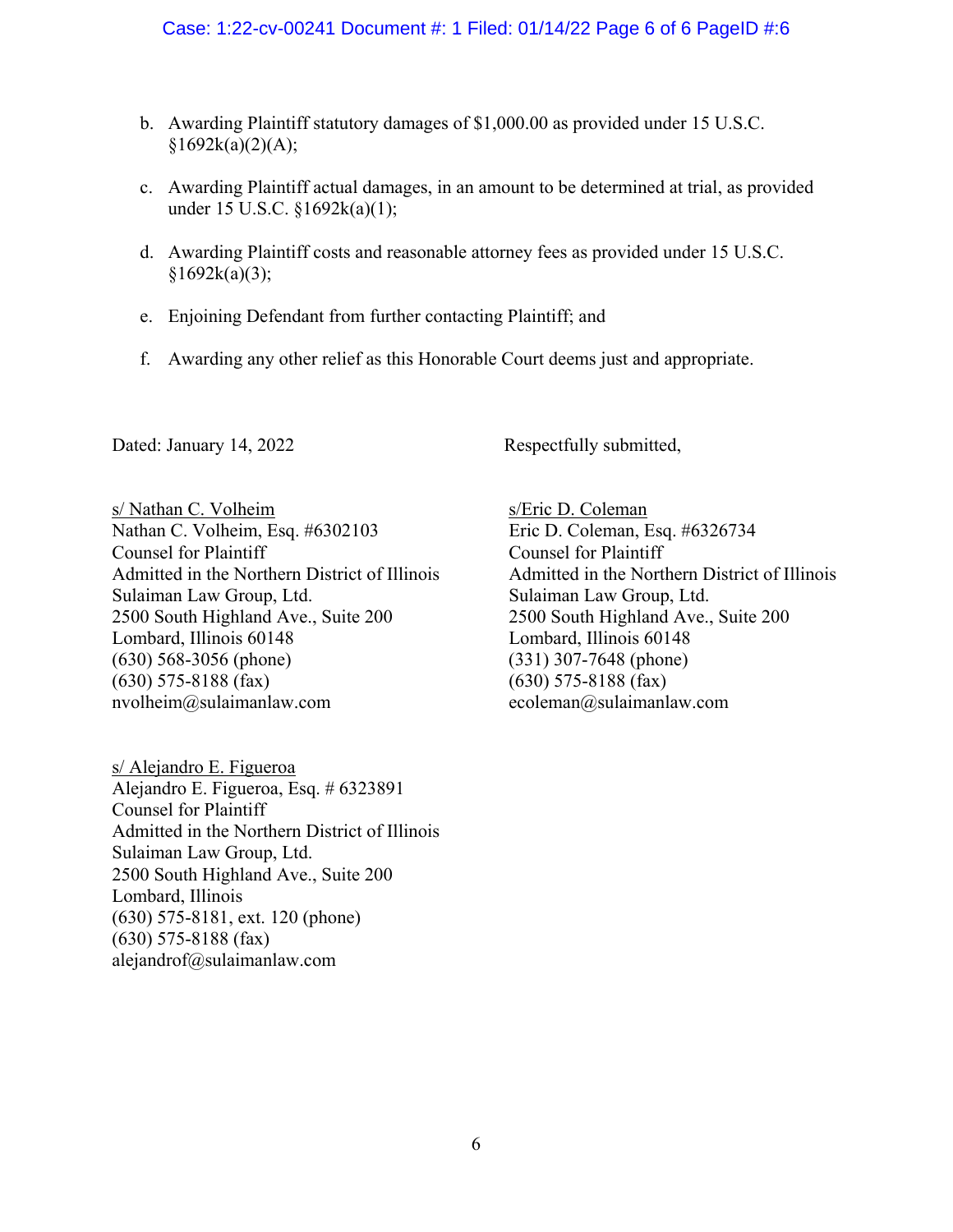b. Awarding Plaintiff statutory damages of $1,000.00 as provided under 15 U.S.C. §1692k(a)(2)(A);

c. Awarding Plaintiff actual damages, in an amount to be determined at trial, as provided under 15 U.S.C. §1692k(a)(1);

d. Awarding Plaintiff costs and reasonable attorney fees as provided under 15 U.S.C. §1692k(a)(3);

e. Enjoining Defendant from further contacting Plaintiff; and

f. Awarding any other relief as this Honorable Court deems just and appropriate.

Dated: January 14, 2022

Respectfully submitted,

s/ Nathan C. Volheim
Nathan C. Volheim, Esq. #6302103
Counsel for Plaintiff
Admitted in the Northern District of Illinois
Sulaiman Law Group, Ltd.
2500 South Highland Ave., Suite 200
Lombard, Illinois 60148
(630) 568-3056 (phone)
(630) 575-8188 (fax)
nvolheim@sulaimanlaw.com

s/Eric D. Coleman
Eric D. Coleman, Esq. #6326734
Counsel for Plaintiff
Admitted in the Northern District of Illinois
Sulaiman Law Group, Ltd.
2500 South Highland Ave., Suite 200
Lombard, Illinois 60148
(331) 307-7648 (phone)
(630) 575-8188 (fax)
ecoleman@sulaimanlaw.com

s/ Alejandro E. Figueroa
Alejandro E. Figueroa, Esq. # 6323891
Counsel for Plaintiff
Admitted in the Northern District of Illinois
Sulaiman Law Group, Ltd.
2500 South Highland Ave., Suite 200
Lombard, Illinois
(630) 575-8181, ext. 120 (phone)
(630) 575-8188 (fax)
alejandrof@sulaimanlaw.com